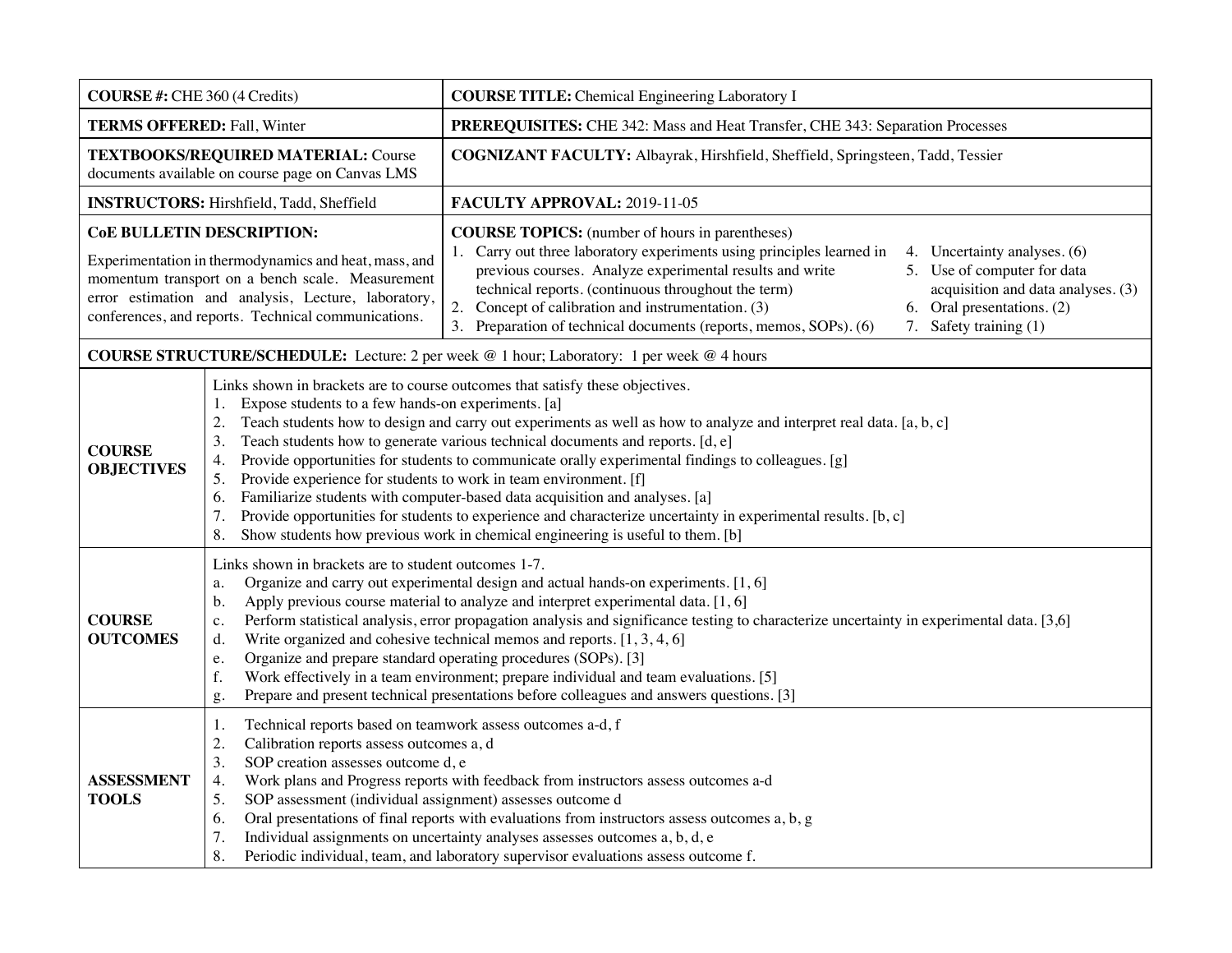| | |
|---|---|
| **COURSE #:** CHE 360 (4 Credits) | **COURSE TITLE:** Chemical Engineering Laboratory I |
| **TERMS OFFERED:** Fall, Winter | **PREREQUISITES:** CHE 342: Mass and Heat Transfer, CHE 343: Separation Processes |
| **TEXTBOOKS/REQUIRED MATERIAL:** Course documents available on course page on Canvas LMS | **COGNIZANT FACULTY:** Albayrak, Hirshfield, Sheffield, Springsteen, Tadd, Tessier |
| **INSTRUCTORS:** Hirshfield, Tadd, Sheffield | **FACULTY APPROVAL:** 2019-11-05 |
| **CoE BULLETIN DESCRIPTION:**<br><br>Experimentation in thermodynamics and heat, mass, and momentum transport on a bench scale. Measurement error estimation and analysis, Lecture, laboratory, conferences, and reports. Technical communications. | **COURSE TOPICS:** (number of hours in parentheses)<br>1. Carry out three laboratory experiments using principles learned in previous courses. Analyze experimental results and write technical reports. (continuous throughout the term)<br>2. Concept of calibration and instrumentation. (3)<br>3. Preparation of technical documents (reports, memos, SOPs). (6)<br>4. Uncertainty analyses. (6)<br>5. Use of computer for data acquisition and data analyses. (3)<br>6. Oral presentations. (2)<br>7. Safety training (1) |

**COURSE STRUCTURE/SCHEDULE:** Lecture: 2 per week @ 1 hour; Laboratory: 1 per week @ 4 hours

| | |
|---|---|
| **COURSE OBJECTIVES** | Links shown in brackets are to course outcomes that satisfy these objectives.<br>1. Expose students to a few hands-on experiments. [a]<br>2. Teach students how to design and carry out experiments as well as how to analyze and interpret real data. [a, b, c]<br>3. Teach students how to generate various technical documents and reports. [d, e]<br>4. Provide opportunities for students to communicate orally experimental findings to colleagues. [g]<br>5. Provide experience for students to work in team environment. [f]<br>6. Familiarize students with computer-based data acquisition and analyses. [a]<br>7. Provide opportunities for students to experience and characterize uncertainty in experimental results. [b, c]<br>8. Show students how previous work in chemical engineering is useful to them. [b] |
| **COURSE OUTCOMES** | Links shown in brackets are to student outcomes 1-7.<br>a. Organize and carry out experimental design and actual hands-on experiments. [1, 6]<br>b. Apply previous course material to analyze and interpret experimental data. [1, 6]<br>c. Perform statistical analysis, error propagation analysis and significance testing to characterize uncertainty in experimental data. [3,6]<br>d. Write organized and cohesive technical memos and reports. [1, 3, 4, 6]<br>e. Organize and prepare standard operating procedures (SOPs). [3]<br>f. Work effectively in a team environment; prepare individual and team evaluations. [5]<br>g. Prepare and present technical presentations before colleagues and answers questions. [3] |
| **ASSESSMENT TOOLS** | 1. Technical reports based on teamwork assess outcomes a-d, f<br>2. Calibration reports assess outcomes a, d<br>3. SOP creation assesses outcome d, e<br>4. Work plans and Progress reports with feedback from instructors assess outcomes a-d<br>5. SOP assessment (individual assignment) assesses outcome d<br>6. Oral presentations of final reports with evaluations from instructors assess outcomes a, b, g<br>7. Individual assignments on uncertainty analyses assesses outcomes a, b, d, e<br>8. Periodic individual, team, and laboratory supervisor evaluations assess outcome f. |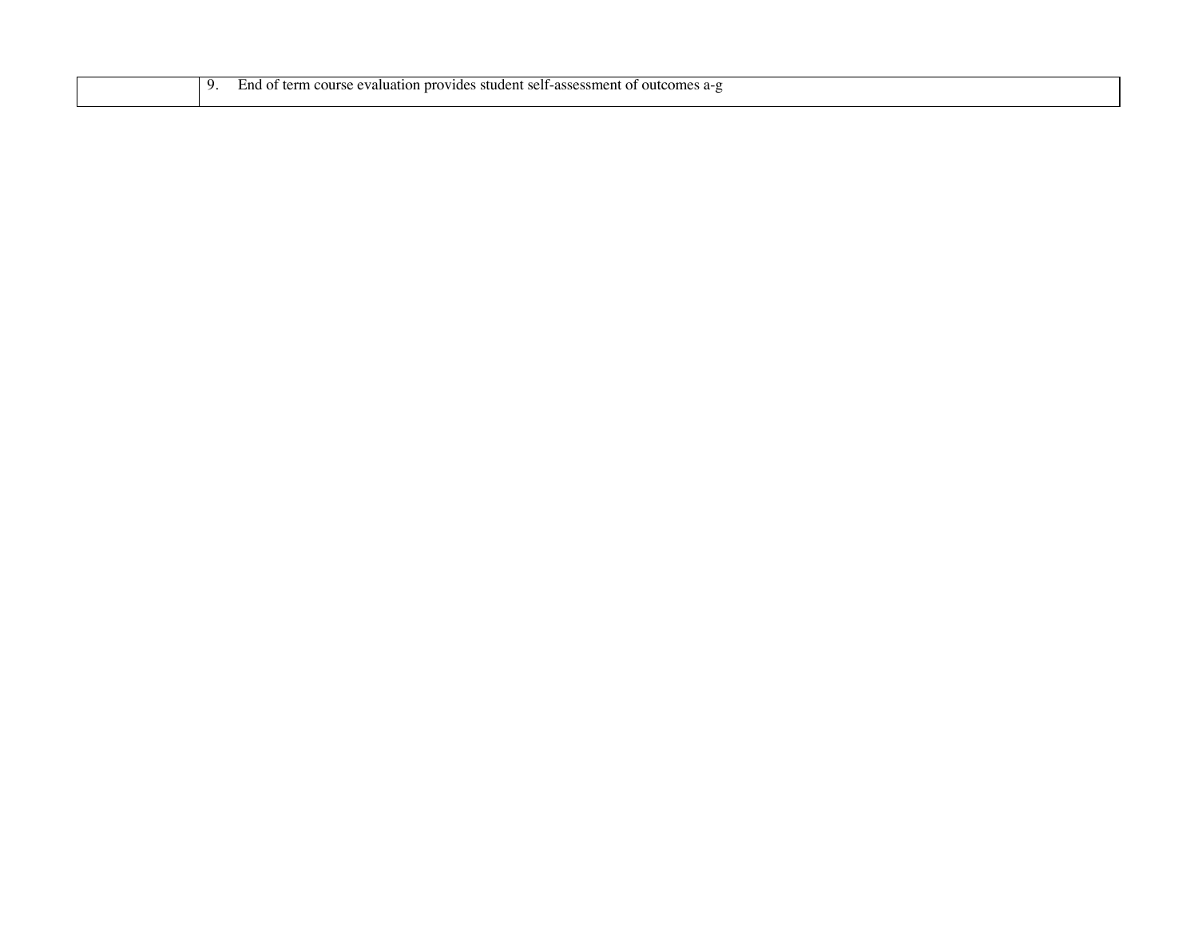| | |
|---|---|
| | 9. End of term course evaluation provides student self-assessment of outcomes a-g |